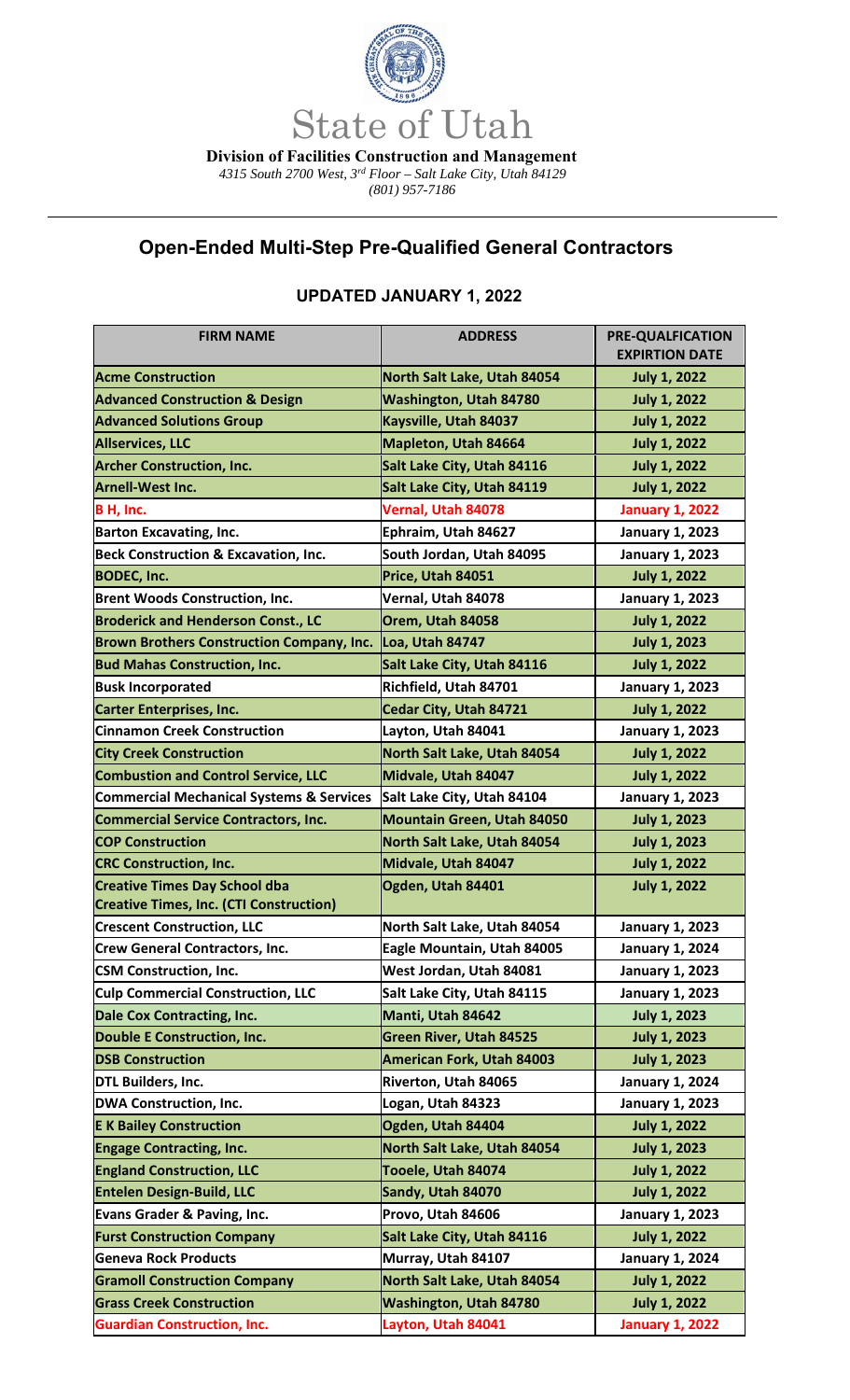State of Utah

**Division of Facilities Construction and Management**

*4315 South 2700 West, 3rd Floor – Salt Lake City, Utah 84129*

*(801) 957-7186*

## Open-Ended Multi-Step Pre-Qualified General Contractors

### UPDATED JANUARY 1, 2022

| FIRM NAME | ADDRESS | PRE-QUALFICATION EXPIRTION DATE |
|---|---|---|
| Acme Construction | North Salt Lake, Utah 84054 | July 1, 2022 |
| Advanced Construction & Design | Washington, Utah 84780 | July 1, 2022 |
| Advanced Solutions Group | Kaysville, Utah 84037 | July 1, 2022 |
| Allservices, LLC | Mapleton, Utah 84664 | July 1, 2022 |
| Archer Construction, Inc. | Salt Lake City, Utah 84116 | July 1, 2022 |
| Arnell-West Inc. | Salt Lake City, Utah 84119 | July 1, 2022 |
| B H, Inc. | Vernal, Utah 84078 | January 1, 2022 |
| Barton Excavating, Inc. | Ephraim, Utah 84627 | January 1, 2023 |
| Beck Construction & Excavation, Inc. | South Jordan, Utah 84095 | January 1, 2023 |
| BODEC, Inc. | Price, Utah 84051 | July 1, 2022 |
| Brent Woods Construction, Inc. | Vernal, Utah 84078 | January 1, 2023 |
| Broderick and Henderson Const., LC | Orem, Utah 84058 | July 1, 2022 |
| Brown Brothers Construction Company, Inc. | Loa, Utah 84747 | July 1, 2023 |
| Bud Mahas Construction, Inc. | Salt Lake City, Utah 84116 | July 1, 2022 |
| Busk Incorporated | Richfield, Utah 84701 | January 1, 2023 |
| Carter Enterprises, Inc. | Cedar City, Utah 84721 | July 1, 2022 |
| Cinnamon Creek Construction | Layton, Utah 84041 | January 1, 2023 |
| City Creek Construction | North Salt Lake, Utah 84054 | July 1, 2022 |
| Combustion and Control Service, LLC | Midvale, Utah 84047 | July 1, 2022 |
| Commercial Mechanical Systems & Services | Salt Lake City, Utah 84104 | January 1, 2023 |
| Commercial Service Contractors, Inc. | Mountain Green, Utah 84050 | July 1, 2023 |
| COP Construction | North Salt Lake, Utah 84054 | July 1, 2023 |
| CRC Construction, Inc. | Midvale, Utah 84047 | July 1, 2022 |
| Creative Times Day School dba Creative Times, Inc. (CTI Construction) | Ogden, Utah 84401 | July 1, 2022 |
| Crescent Construction, LLC | North Salt Lake, Utah 84054 | January 1, 2023 |
| Crew General Contractors, Inc. | Eagle Mountain, Utah 84005 | January 1, 2024 |
| CSM Construction, Inc. | West Jordan, Utah 84081 | January 1, 2023 |
| Culp Commercial Construction, LLC | Salt Lake City, Utah 84115 | January 1, 2023 |
| Dale Cox Contracting, Inc. | Manti, Utah 84642 | July 1, 2023 |
| Double E Construction, Inc. | Green River, Utah 84525 | July 1, 2023 |
| DSB Construction | American Fork, Utah 84003 | July 1, 2023 |
| DTL Builders, Inc. | Riverton, Utah 84065 | January 1, 2024 |
| DWA Construction, Inc. | Logan, Utah 84323 | January 1, 2023 |
| E K Bailey Construction | Ogden, Utah 84404 | July 1, 2022 |
| Engage Contracting, Inc. | North Salt Lake, Utah 84054 | July 1, 2023 |
| England Construction, LLC | Tooele, Utah 84074 | July 1, 2022 |
| Entelen Design-Build, LLC | Sandy, Utah 84070 | July 1, 2022 |
| Evans Grader & Paving, Inc. | Provo, Utah 84606 | January 1, 2023 |
| Furst Construction Company | Salt Lake City, Utah 84116 | July 1, 2022 |
| Geneva Rock Products | Murray, Utah 84107 | January 1, 2024 |
| Gramoll Construction Company | North Salt Lake, Utah 84054 | July 1, 2022 |
| Grass Creek Construction | Washington, Utah 84780 | July 1, 2022 |
| Guardian Construction, Inc. | Layton, Utah 84041 | January 1, 2022 |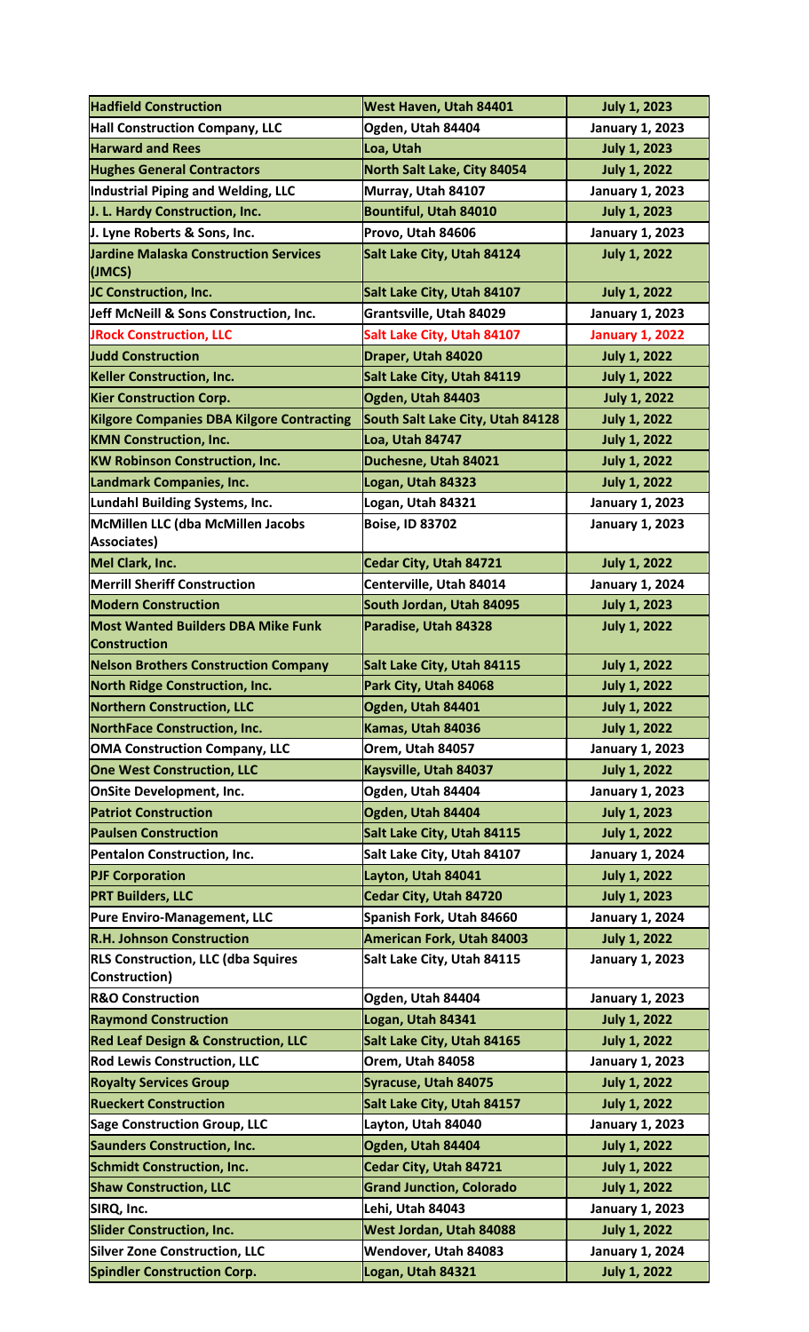| Hadfield Construction | West Haven, Utah 84401 | July 1, 2023 |
|---|---|---|
| Hall Construction Company, LLC | Ogden, Utah 84404 | January 1, 2023 |
| Harward and Rees | Loa, Utah | July 1, 2023 |
| Hughes General Contractors | North Salt Lake, City 84054 | July 1, 2022 |
| Industrial Piping and Welding, LLC | Murray, Utah 84107 | January 1, 2023 |
| J. L. Hardy Construction, Inc. | Bountiful, Utah 84010 | July 1, 2023 |
| J. Lyne Roberts & Sons, Inc. | Provo, Utah 84606 | January 1, 2023 |
| Jardine Malaska Construction Services (JMCS) | Salt Lake City, Utah 84124 | July 1, 2022 |
| JC Construction, Inc. | Salt Lake City, Utah 84107 | July 1, 2022 |
| Jeff McNeill & Sons Construction, Inc. | Grantsville, Utah 84029 | January 1, 2023 |
| JRock Construction, LLC | Salt Lake City, Utah 84107 | January 1, 2022 |
| Judd Construction | Draper, Utah 84020 | July 1, 2022 |
| Keller Construction, Inc. | Salt Lake City, Utah 84119 | July 1, 2022 |
| Kier Construction Corp. | Ogden, Utah 84403 | July 1, 2022 |
| Kilgore Companies DBA Kilgore Contracting | South Salt Lake City, Utah 84128 | July 1, 2022 |
| KMN Construction, Inc. | Loa, Utah 84747 | July 1, 2022 |
| KW Robinson Construction, Inc. | Duchesne, Utah 84021 | July 1, 2022 |
| Landmark Companies, Inc. | Logan, Utah 84323 | July 1, 2022 |
| Lundahl Building Systems, Inc. | Logan, Utah 84321 | January 1, 2023 |
| McMillen LLC (dba McMillen Jacobs Associates) | Boise, ID 83702 | January 1, 2023 |
| Mel Clark, Inc. | Cedar City, Utah 84721 | July 1, 2022 |
| Merrill Sheriff Construction | Centerville, Utah 84014 | January 1, 2024 |
| Modern Construction | South Jordan, Utah 84095 | July 1, 2023 |
| Most Wanted Builders DBA Mike Funk Construction | Paradise, Utah 84328 | July 1, 2022 |
| Nelson Brothers Construction Company | Salt Lake City, Utah 84115 | July 1, 2022 |
| North Ridge Construction, Inc. | Park City, Utah 84068 | July 1, 2022 |
| Northern Construction, LLC | Ogden, Utah 84401 | July 1, 2022 |
| NorthFace Construction, Inc. | Kamas, Utah 84036 | July 1, 2022 |
| OMA Construction Company, LLC | Orem, Utah 84057 | January 1, 2023 |
| One West Construction, LLC | Kaysville, Utah 84037 | July 1, 2022 |
| OnSite Development, Inc. | Ogden, Utah 84404 | January 1, 2023 |
| Patriot Construction | Ogden, Utah 84404 | July 1, 2023 |
| Paulsen Construction | Salt Lake City, Utah 84115 | July 1, 2022 |
| Pentalon Construction, Inc. | Salt Lake City, Utah 84107 | January 1, 2024 |
| PJF Corporation | Layton, Utah 84041 | July 1, 2022 |
| PRT Builders, LLC | Cedar City, Utah 84720 | July 1, 2023 |
| Pure Enviro-Management, LLC | Spanish Fork, Utah 84660 | January 1, 2024 |
| R.H. Johnson Construction | American Fork, Utah 84003 | July 1, 2022 |
| RLS Construction, LLC (dba Squires Construction) | Salt Lake City, Utah 84115 | January 1, 2023 |
| R&O Construction | Ogden, Utah 84404 | January 1, 2023 |
| Raymond Construction | Logan, Utah 84341 | July 1, 2022 |
| Red Leaf Design & Construction, LLC | Salt Lake City, Utah 84165 | July 1, 2022 |
| Rod Lewis Construction, LLC | Orem, Utah 84058 | January 1, 2023 |
| Royalty Services Group | Syracuse, Utah 84075 | July 1, 2022 |
| Rueckert Construction | Salt Lake City, Utah 84157 | July 1, 2022 |
| Sage Construction Group, LLC | Layton, Utah 84040 | January 1, 2023 |
| Saunders Construction, Inc. | Ogden, Utah 84404 | July 1, 2022 |
| Schmidt Construction, Inc. | Cedar City, Utah 84721 | July 1, 2022 |
| Shaw Construction, LLC | Grand Junction, Colorado | July 1, 2022 |
| SIRQ, Inc. | Lehi, Utah 84043 | January 1, 2023 |
| Slider Construction, Inc. | West Jordan, Utah 84088 | July 1, 2022 |
| Silver Zone Construction, LLC | Wendover, Utah 84083 | January 1, 2024 |
| Spindler Construction Corp. | Logan, Utah 84321 | July 1, 2022 |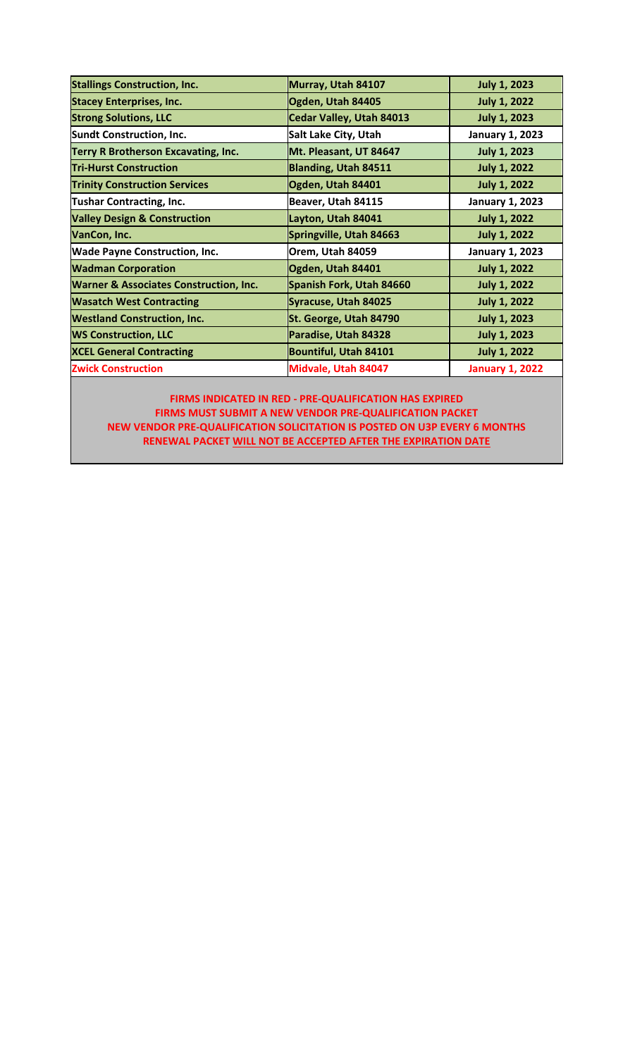| | | |
|---|---|---|
| **Stallings Construction, Inc.** | **Murray, Utah 84107** | **July 1, 2023** |
| **Stacey Enterprises, Inc.** | **Ogden, Utah 84405** | **July 1, 2022** |
| **Strong Solutions, LLC** | **Cedar Valley, Utah 84013** | **July 1, 2023** |
| **Sundt Construction, Inc.** | **Salt Lake City, Utah** | **January 1, 2023** |
| **Terry R Brotherson Excavating, Inc.** | **Mt. Pleasant, UT 84647** | **July 1, 2023** |
| **Tri-Hurst Construction** | **Blanding, Utah 84511** | **July 1, 2022** |
| **Trinity Construction Services** | **Ogden, Utah 84401** | **July 1, 2022** |
| **Tushar Contracting, Inc.** | **Beaver, Utah 84115** | **January 1, 2023** |
| **Valley Design & Construction** | **Layton, Utah 84041** | **July 1, 2022** |
| **VanCon, Inc.** | **Springville, Utah 84663** | **July 1, 2022** |
| **Wade Payne Construction, Inc.** | **Orem, Utah 84059** | **January 1, 2023** |
| **Wadman Corporation** | **Ogden, Utah 84401** | **July 1, 2022** |
| **Warner & Associates Construction, Inc.** | **Spanish Fork, Utah 84660** | **July 1, 2022** |
| **Wasatch West Contracting** | **Syracuse, Utah 84025** | **July 1, 2022** |
| **Westland Construction, Inc.** | **St. George, Utah 84790** | **July 1, 2023** |
| **WS Construction, LLC** | **Paradise, Utah 84328** | **July 1, 2023** |
| **XCEL General Contracting** | **Bountiful, Utah 84101** | **July 1, 2022** |
| **Zwick Construction** | **Midvale, Utah 84047** | **January 1, 2022** |

**FIRMS INDICATED IN RED - PRE-QUALIFICATION HAS EXPIRED**
**FIRMS MUST SUBMIT A NEW VENDOR PRE-QUALIFICATION PACKET**
**NEW VENDOR PRE-QUALIFICATION SOLICITATION IS POSTED ON U3P EVERY 6 MONTHS**
**RENEWAL PACKET WILL NOT BE ACCEPTED AFTER THE EXPIRATION DATE**